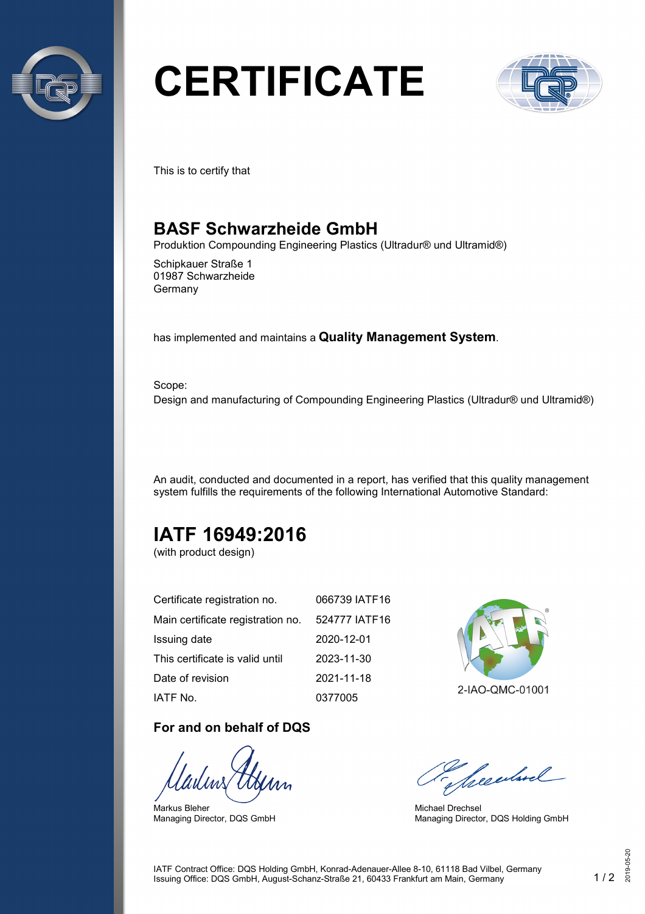# CERTIFICATE

This is to certify that

## BASF Schwarzheide GmbH

Produktion Compounding Engineering Plastics (Ultradur® und Ultramid®)

Schipkauer Straße 1
01987 Schwarzheide
Germany

has implemented and maintains a **Quality Management System**.

Scope:
Design and manufacturing of Compounding Engineering Plastics (Ultradur® und Ultramid®)

An audit, conducted and documented in a report, has verified that this quality management system fulfills the requirements of the following International Automotive Standard:

## IATF 16949:2016

(with product design)

| | |
|---|---|
| Certificate registration no. | 066739 IATF16 |
| Main certificate registration no. | 524777 IATF16 |
| Issuing date | 2020-12-01 |
| This certificate is valid until | 2023-11-30 |
| Date of revision | 2021-11-18 |
| IATF No. | 0377005 |

2-IAO-QMC-01001

**For and on behalf of DQS**

Markus Bleher
Managing Director, DQS GmbH

Michael Drechsel
Managing Director, DQS Holding GmbH

IATF Contract Office: DQS Holding GmbH, Konrad-Adenauer-Allee 8-10, 61118 Bad Vilbel, Germany
Issuing Office: DQS GmbH, August-Schanz-Straße 21, 60433 Frankfurt am Main, Germany

2019-05-20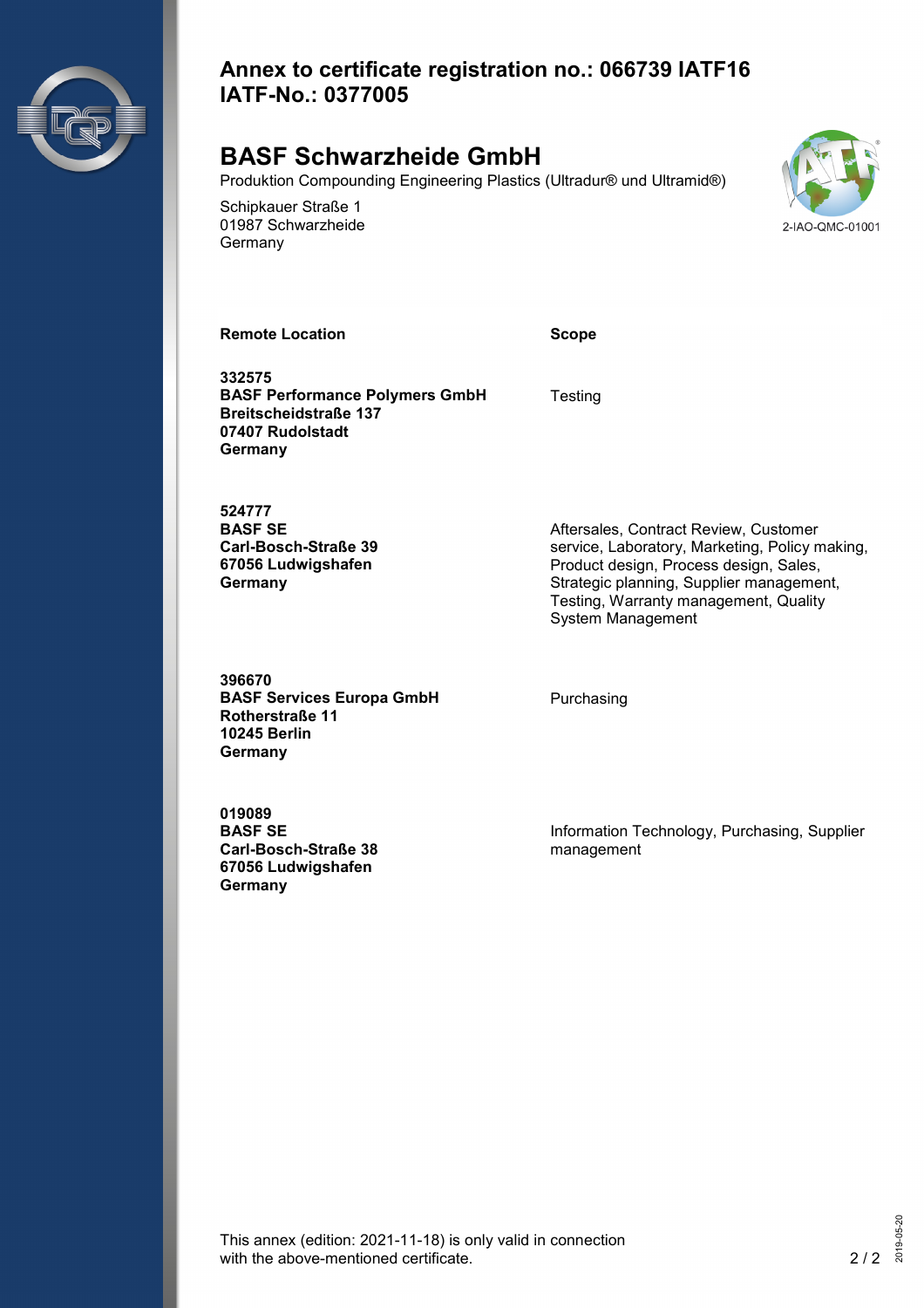# Annex to certificate registration no.: 066739 IATF16
# IATF-No.: 0377005

## BASF Schwarzheide GmbH

Produktion Compounding Engineering Plastics (Ultradur® und Ultramid®)

Schipkauer Straße 1
01987 Schwarzheide
Germany

2-IAO-QMC-01001

| Remote Location | Scope |
|---|---|
| **332575**<br>**BASF Performance Polymers GmbH**<br>**Breitscheidstraße 137**<br>**07407 Rudolstadt**<br>**Germany** | Testing |
| **524777**<br>**BASF SE**<br>**Carl-Bosch-Straße 39**<br>**67056 Ludwigshafen**<br>**Germany** | Aftersales, Contract Review, Customer service, Laboratory, Marketing, Policy making, Product design, Process design, Sales, Strategic planning, Supplier management, Testing, Warranty management, Quality System Management |
| **396670**<br>**BASF Services Europa GmbH**<br>**Rotherstraße 11**<br>**10245 Berlin**<br>**Germany** | Purchasing |
| **019089**<br>**BASF SE**<br>**Carl-Bosch-Straße 38**<br>**67056 Ludwigshafen**<br>**Germany** | Information Technology, Purchasing, Supplier management |

This annex (edition: 2021-11-18) is only valid in connection with the above-mentioned certificate.